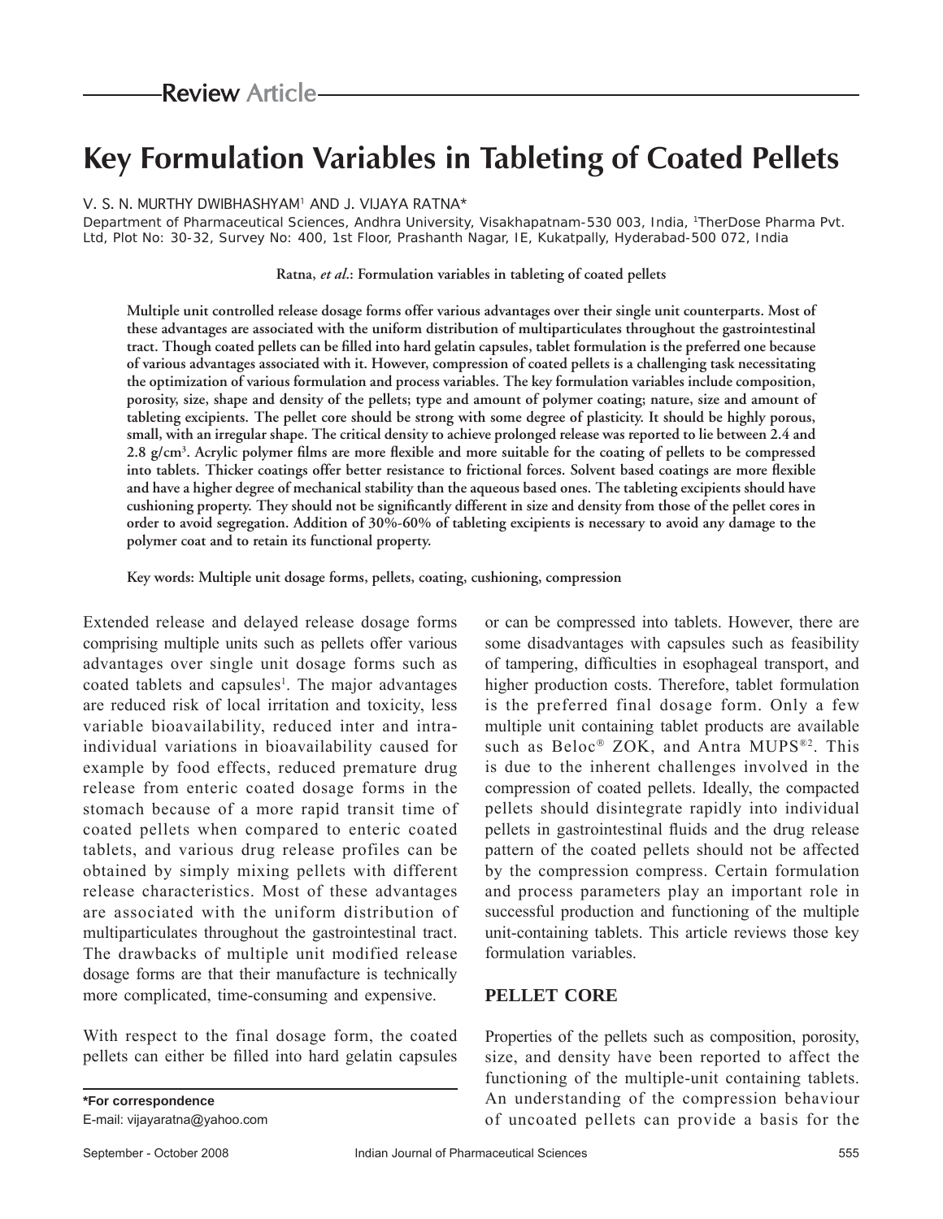Review Article

# Key Formulation Variables in Tableting of Coated Pellets

V. S. N. MURTHY DWIBHASHYAM[1] AND J. VIJAYA RATNA*

Department of Pharmaceutical Sciences, Andhra University, Visakhapatnam-530 003, India, [1]TherDose Pharma Pvt. Ltd, Plot No: 30-32, Survey No: 400, 1st Floor, Prashanth Nagar, IE, Kukatpally, Hyderabad-500 072, India

**Ratna, *et al*.: Formulation variables in tableting of coated pellets**

**Multiple unit controlled release dosage forms offer various advantages over their single unit counterparts. Most of these advantages are associated with the uniform distribution of multiparticulates throughout the gastrointestinal tract. Though coated pellets can be filled into hard gelatin capsules, tablet formulation is the preferred one because of various advantages associated with it. However, compression of coated pellets is a challenging task necessitating the optimization of various formulation and process variables. The key formulation variables include composition, porosity, size, shape and density of the pellets; type and amount of polymer coating; nature, size and amount of tableting excipients. The pellet core should be strong with some degree of plasticity. It should be highly porous, small, with an irregular shape. The critical density to achieve prolonged release was reported to lie between 2.4 and 2.8 g/cm$^3$. Acrylic polymer films are more flexible and more suitable for the coating of pellets to be compressed into tablets. Thicker coatings offer better resistance to frictional forces. Solvent based coatings are more flexible and have a higher degree of mechanical stability than the aqueous based ones. The tableting excipients should have cushioning property. They should not be significantly different in size and density from those of the pellet cores in order to avoid segregation. Addition of 30%-60% of tableting excipients is necessary to avoid any damage to the polymer coat and to retain its functional property.**

**Key words: Multiple unit dosage forms, pellets, coating, cushioning, compression**

Extended release and delayed release dosage forms comprising multiple units such as pellets offer various advantages over single unit dosage forms such as coated tablets and capsules[1]. The major advantages are reduced risk of local irritation and toxicity, less variable bioavailability, reduced inter and intra-individual variations in bioavailability caused for example by food effects, reduced premature drug release from enteric coated dosage forms in the stomach because of a more rapid transit time of coated pellets when compared to enteric coated tablets, and various drug release profiles can be obtained by simply mixing pellets with different release characteristics. Most of these advantages are associated with the uniform distribution of multiparticulates throughout the gastrointestinal tract. The drawbacks of multiple unit modified release dosage forms are that their manufacture is technically more complicated, time-consuming and expensive.

With respect to the final dosage form, the coated pellets can either be filled into hard gelatin capsules or can be compressed into tablets. However, there are some disadvantages with capsules such as feasibility of tampering, difficulties in esophageal transport, and higher production costs. Therefore, tablet formulation is the preferred final dosage form. Only a few multiple unit containing tablet products are available such as Beloc® ZOK, and Antra MUPS®[2]. This is due to the inherent challenges involved in the compression of coated pellets. Ideally, the compacted pellets should disintegrate rapidly into individual pellets in gastrointestinal fluids and the drug release pattern of the coated pellets should not be affected by the compression compress. Certain formulation and process parameters play an important role in successful production and functioning of the multiple unit-containing tablets. This article reviews those key formulation variables.

## PELLET CORE

Properties of the pellets such as composition, porosity, size, and density have been reported to affect the functioning of the multiple-unit containing tablets. An understanding of the compression behaviour of uncoated pellets can provide a basis for the

**\*For correspondence**
E-mail: vijayaratna@yahoo.com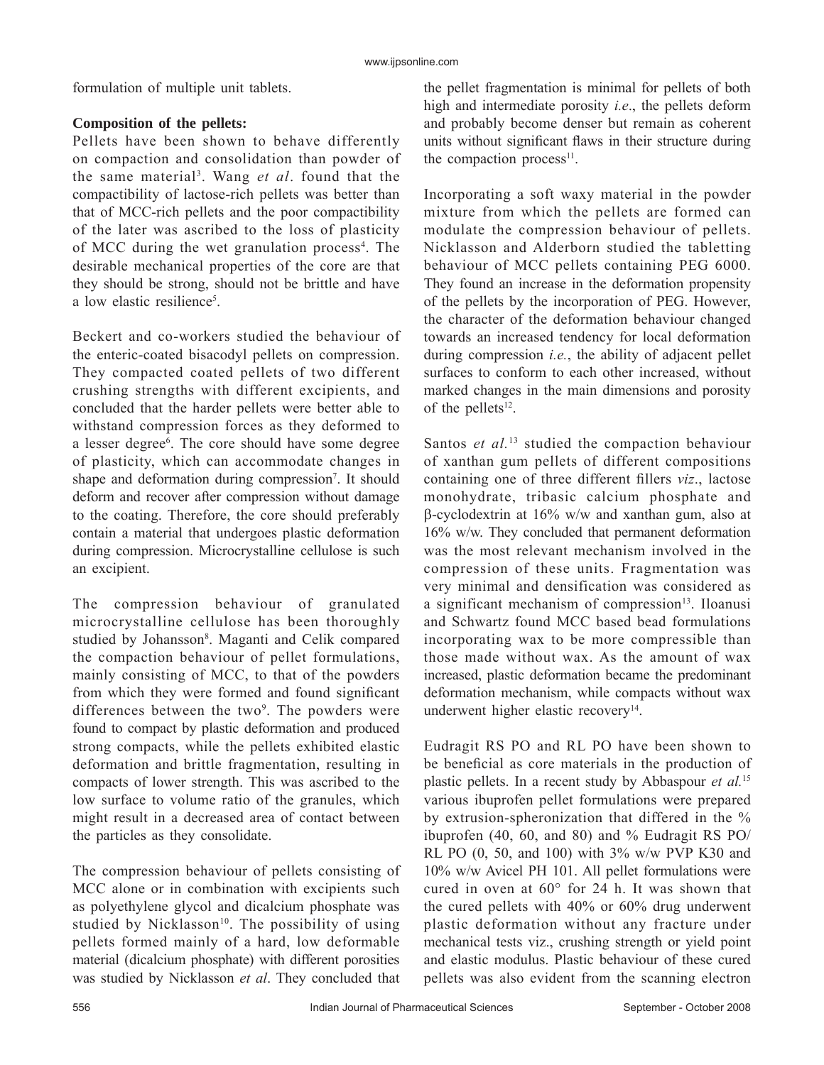formulation of multiple unit tablets.

**Composition of the pellets:**

Pellets have been shown to behave differently on compaction and consolidation than powder of the same material[3]. Wang *et al*. found that the compactibility of lactose-rich pellets was better than that of MCC-rich pellets and the poor compactibility of the later was ascribed to the loss of plasticity of MCC during the wet granulation process[4]. The desirable mechanical properties of the core are that they should be strong, should not be brittle and have a low elastic resilience[5].

Beckert and co-workers studied the behaviour of the enteric-coated bisacodyl pellets on compression. They compacted coated pellets of two different crushing strengths with different excipients, and concluded that the harder pellets were better able to withstand compression forces as they deformed to a lesser degree[6]. The core should have some degree of plasticity, which can accommodate changes in shape and deformation during compression[7]. It should deform and recover after compression without damage to the coating. Therefore, the core should preferably contain a material that undergoes plastic deformation during compression. Microcrystalline cellulose is such an excipient.

The compression behaviour of granulated microcrystalline cellulose has been thoroughly studied by Johansson[8]. Maganti and Celik compared the compaction behaviour of pellet formulations, mainly consisting of MCC, to that of the powders from which they were formed and found significant differences between the two[9]. The powders were found to compact by plastic deformation and produced strong compacts, while the pellets exhibited elastic deformation and brittle fragmentation, resulting in compacts of lower strength. This was ascribed to the low surface to volume ratio of the granules, which might result in a decreased area of contact between the particles as they consolidate.

The compression behaviour of pellets consisting of MCC alone or in combination with excipients such as polyethylene glycol and dicalcium phosphate was studied by Nicklasson[10]. The possibility of using pellets formed mainly of a hard, low deformable material (dicalcium phosphate) with different porosities was studied by Nicklasson *et al*. They concluded that the pellet fragmentation is minimal for pellets of both high and intermediate porosity *i.e*., the pellets deform and probably become denser but remain as coherent units without significant flaws in their structure during the compaction process[11].

Incorporating a soft waxy material in the powder mixture from which the pellets are formed can modulate the compression behaviour of pellets. Nicklasson and Alderborn studied the tabletting behaviour of MCC pellets containing PEG 6000. They found an increase in the deformation propensity of the pellets by the incorporation of PEG. However, the character of the deformation behaviour changed towards an increased tendency for local deformation during compression *i.e.*, the ability of adjacent pellet surfaces to conform to each other increased, without marked changes in the main dimensions and porosity of the pellets[12].

Santos *et al.*[13] studied the compaction behaviour of xanthan gum pellets of different compositions containing one of three different fillers *viz*., lactose monohydrate, tribasic calcium phosphate and β-cyclodextrin at 16% w/w and xanthan gum, also at 16% w/w. They concluded that permanent deformation was the most relevant mechanism involved in the compression of these units. Fragmentation was very minimal and densification was considered as a significant mechanism of compression[13]. Iloanusi and Schwartz found MCC based bead formulations incorporating wax to be more compressible than those made without wax. As the amount of wax increased, plastic deformation became the predominant deformation mechanism, while compacts without wax underwent higher elastic recovery[14].

Eudragit RS PO and RL PO have been shown to be beneficial as core materials in the production of plastic pellets. In a recent study by Abbaspour *et al.*[15] various ibuprofen pellet formulations were prepared by extrusion-spheronization that differed in the % ibuprofen (40, 60, and 80) and % Eudragit RS PO/RL PO (0, 50, and 100) with 3% w/w PVP K30 and 10% w/w Avicel PH 101. All pellet formulations were cured in oven at 60° for 24 h. It was shown that the cured pellets with 40% or 60% drug underwent plastic deformation without any fracture under mechanical tests viz., crushing strength or yield point and elastic modulus. Plastic behaviour of these cured pellets was also evident from the scanning electron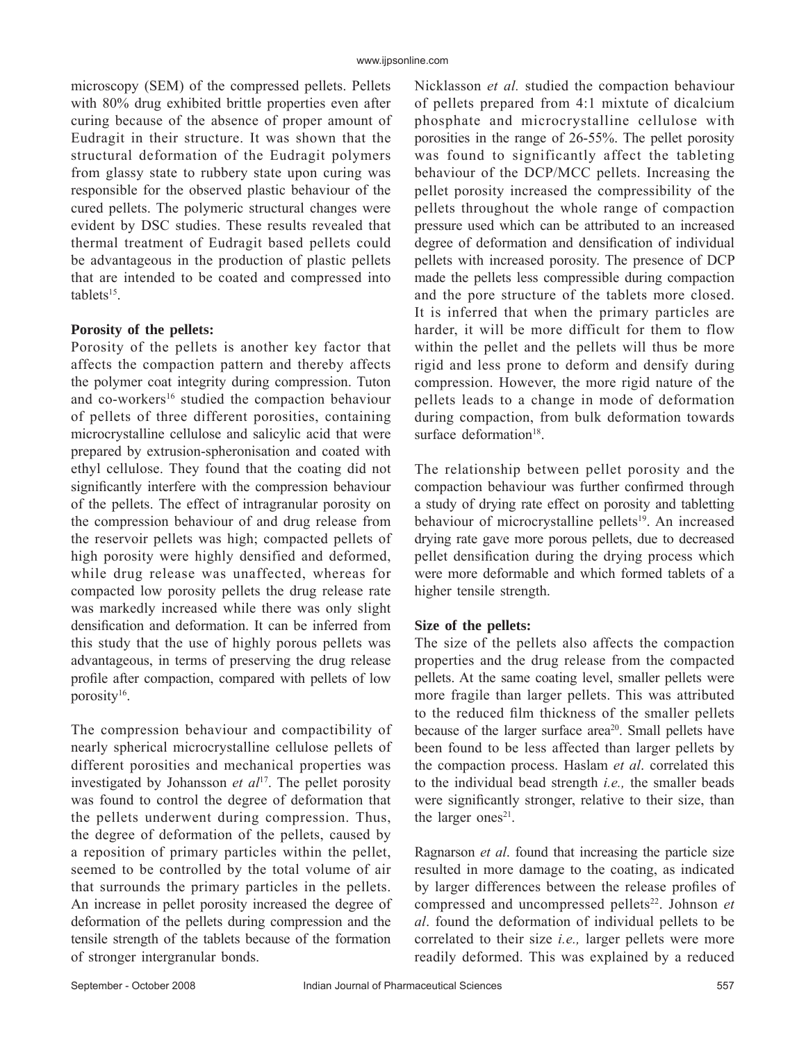microscopy (SEM) of the compressed pellets. Pellets with 80% drug exhibited brittle properties even after curing because of the absence of proper amount of Eudragit in their structure. It was shown that the structural deformation of the Eudragit polymers from glassy state to rubbery state upon curing was responsible for the observed plastic behaviour of the cured pellets. The polymeric structural changes were evident by DSC studies. These results revealed that thermal treatment of Eudragit based pellets could be advantageous in the production of plastic pellets that are intended to be coated and compressed into tablets[15].

**Porosity of the pellets:**

Porosity of the pellets is another key factor that affects the compaction pattern and thereby affects the polymer coat integrity during compression. Tuton and co-workers[16] studied the compaction behaviour of pellets of three different porosities, containing microcrystalline cellulose and salicylic acid that were prepared by extrusion-spheronisation and coated with ethyl cellulose. They found that the coating did not significantly interfere with the compression behaviour of the pellets. The effect of intragranular porosity on the compression behaviour of and drug release from the reservoir pellets was high; compacted pellets of high porosity were highly densified and deformed, while drug release was unaffected, whereas for compacted low porosity pellets the drug release rate was markedly increased while there was only slight densification and deformation. It can be inferred from this study that the use of highly porous pellets was advantageous, in terms of preserving the drug release profile after compaction, compared with pellets of low porosity[16].

The compression behaviour and compactibility of nearly spherical microcrystalline cellulose pellets of different porosities and mechanical properties was investigated by Johansson *et al*[17]. The pellet porosity was found to control the degree of deformation that the pellets underwent during compression. Thus, the degree of deformation of the pellets, caused by a reposition of primary particles within the pellet, seemed to be controlled by the total volume of air that surrounds the primary particles in the pellets. An increase in pellet porosity increased the degree of deformation of the pellets during compression and the tensile strength of the tablets because of the formation of stronger intergranular bonds.

Nicklasson *et al.* studied the compaction behaviour of pellets prepared from 4:1 mixtute of dicalcium phosphate and microcrystalline cellulose with porosities in the range of 26-55%. The pellet porosity was found to significantly affect the tableting behaviour of the DCP/MCC pellets. Increasing the pellet porosity increased the compressibility of the pellets throughout the whole range of compaction pressure used which can be attributed to an increased degree of deformation and densification of individual pellets with increased porosity. The presence of DCP made the pellets less compressible during compaction and the pore structure of the tablets more closed. It is inferred that when the primary particles are harder, it will be more difficult for them to flow within the pellet and the pellets will thus be more rigid and less prone to deform and densify during compression. However, the more rigid nature of the pellets leads to a change in mode of deformation during compaction, from bulk deformation towards surface deformation[18].

The relationship between pellet porosity and the compaction behaviour was further confirmed through a study of drying rate effect on porosity and tabletting behaviour of microcrystalline pellets[19]. An increased drying rate gave more porous pellets, due to decreased pellet densification during the drying process which were more deformable and which formed tablets of a higher tensile strength.

**Size of the pellets:**

The size of the pellets also affects the compaction properties and the drug release from the compacted pellets. At the same coating level, smaller pellets were more fragile than larger pellets. This was attributed to the reduced film thickness of the smaller pellets because of the larger surface area[20]. Small pellets have been found to be less affected than larger pellets by the compaction process. Haslam *et al*. correlated this to the individual bead strength *i.e.,* the smaller beads were significantly stronger, relative to their size, than the larger ones[21].

Ragnarson *et al*. found that increasing the particle size resulted in more damage to the coating, as indicated by larger differences between the release profiles of compressed and uncompressed pellets[22]. Johnson *et al*. found the deformation of individual pellets to be correlated to their size *i.e.,* larger pellets were more readily deformed. This was explained by a reduced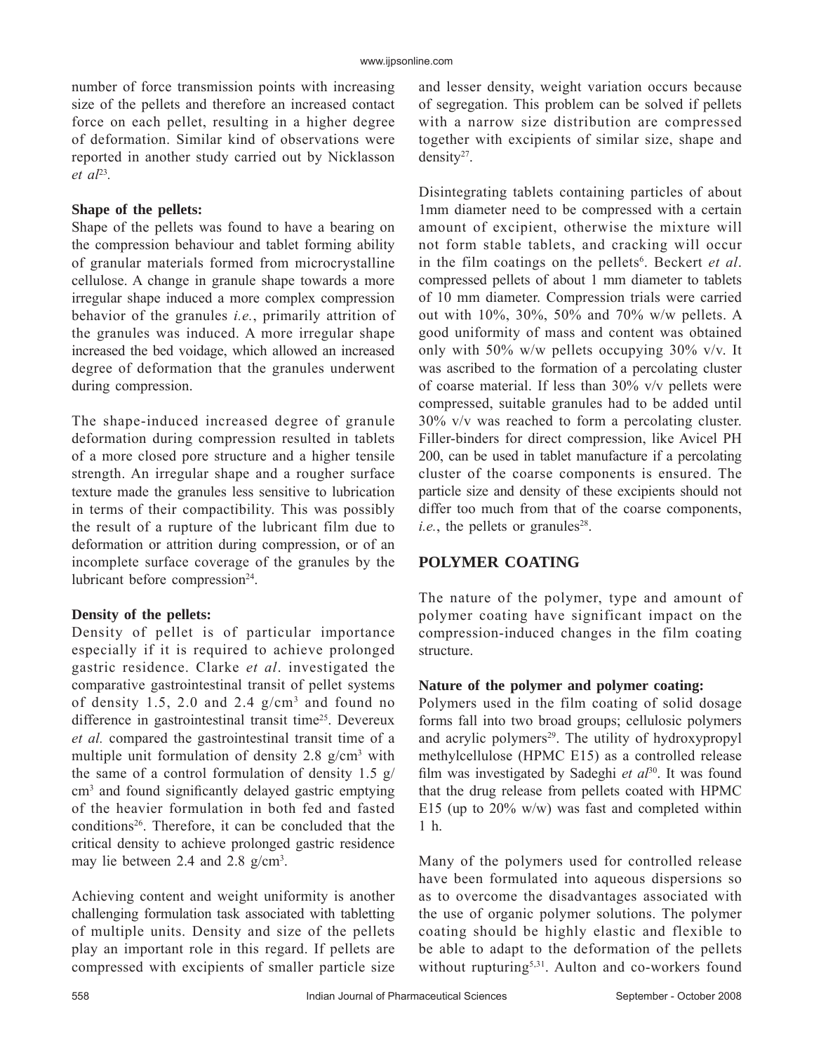number of force transmission points with increasing size of the pellets and therefore an increased contact force on each pellet, resulting in a higher degree of deformation. Similar kind of observations were reported in another study carried out by Nicklasson *et al*[23].

**Shape of the pellets:**

Shape of the pellets was found to have a bearing on the compression behaviour and tablet forming ability of granular materials formed from microcrystalline cellulose. A change in granule shape towards a more irregular shape induced a more complex compression behavior of the granules *i.e.*, primarily attrition of the granules was induced. A more irregular shape increased the bed voidage, which allowed an increased degree of deformation that the granules underwent during compression.

The shape-induced increased degree of granule deformation during compression resulted in tablets of a more closed pore structure and a higher tensile strength. An irregular shape and a rougher surface texture made the granules less sensitive to lubrication in terms of their compactibility. This was possibly the result of a rupture of the lubricant film due to deformation or attrition during compression, or of an incomplete surface coverage of the granules by the lubricant before compression[24].

**Density of the pellets:**

Density of pellet is of particular importance especially if it is required to achieve prolonged gastric residence. Clarke *et al*. investigated the comparative gastrointestinal transit of pellet systems of density 1.5, 2.0 and 2.4 g/cm$^3$ and found no difference in gastrointestinal transit time[25]. Devereux *et al.* compared the gastrointestinal transit time of a multiple unit formulation of density 2.8 g/cm$^3$ with the same of a control formulation of density 1.5 g/cm$^3$ and found significantly delayed gastric emptying of the heavier formulation in both fed and fasted conditions[26]. Therefore, it can be concluded that the critical density to achieve prolonged gastric residence may lie between 2.4 and 2.8 g/cm$^3$.

Achieving content and weight uniformity is another challenging formulation task associated with tabletting of multiple units. Density and size of the pellets play an important role in this regard. If pellets are compressed with excipients of smaller particle size and lesser density, weight variation occurs because of segregation. This problem can be solved if pellets with a narrow size distribution are compressed together with excipients of similar size, shape and density[27].

Disintegrating tablets containing particles of about 1mm diameter need to be compressed with a certain amount of excipient, otherwise the mixture will not form stable tablets, and cracking will occur in the film coatings on the pellets[6]. Beckert *et al*. compressed pellets of about 1 mm diameter to tablets of 10 mm diameter. Compression trials were carried out with 10%, 30%, 50% and 70% w/w pellets. A good uniformity of mass and content was obtained only with 50% w/w pellets occupying 30% v/v. It was ascribed to the formation of a percolating cluster of coarse material. If less than 30% v/v pellets were compressed, suitable granules had to be added until 30% v/v was reached to form a percolating cluster. Filler-binders for direct compression, like Avicel PH 200, can be used in tablet manufacture if a percolating cluster of the coarse components is ensured. The particle size and density of these excipients should not differ too much from that of the coarse components, *i.e.*, the pellets or granules[28].

## POLYMER COATING

The nature of the polymer, type and amount of polymer coating have significant impact on the compression-induced changes in the film coating structure.

**Nature of the polymer and polymer coating:**

Polymers used in the film coating of solid dosage forms fall into two broad groups; cellulosic polymers and acrylic polymers[29]. The utility of hydroxypropyl methylcellulose (HPMC E15) as a controlled release film was investigated by Sadeghi *et al*[30]. It was found that the drug release from pellets coated with HPMC E15 (up to 20% w/w) was fast and completed within 1 h.

Many of the polymers used for controlled release have been formulated into aqueous dispersions so as to overcome the disadvantages associated with the use of organic polymer solutions. The polymer coating should be highly elastic and flexible to be able to adapt to the deformation of the pellets without rupturing[5,31]. Aulton and co-workers found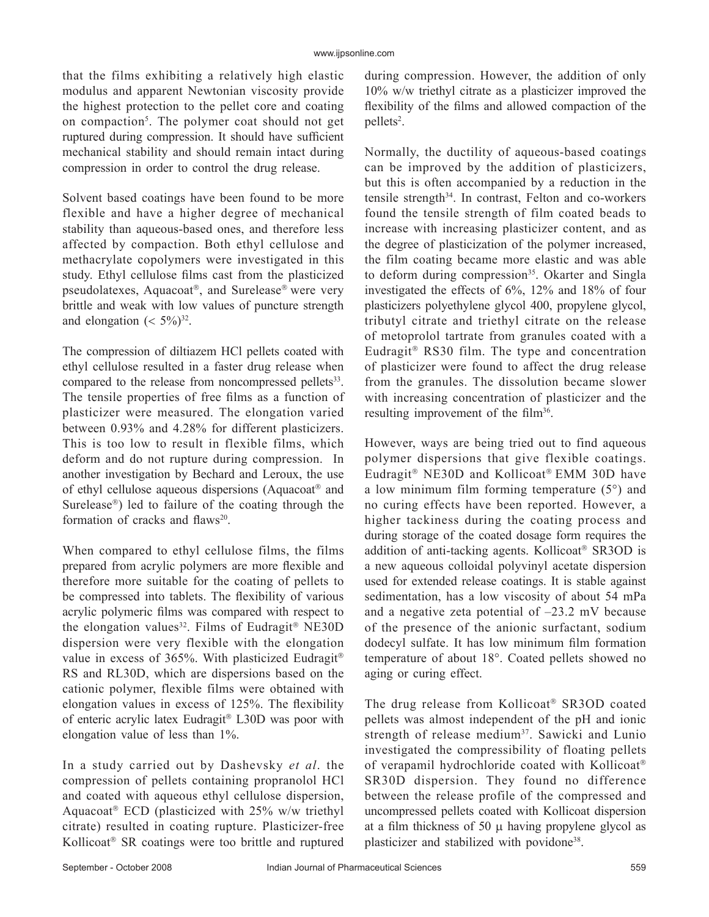that the films exhibiting a relatively high elastic modulus and apparent Newtonian viscosity provide the highest protection to the pellet core and coating on compaction[5]. The polymer coat should not get ruptured during compression. It should have sufficient mechanical stability and should remain intact during compression in order to control the drug release.

Solvent based coatings have been found to be more flexible and have a higher degree of mechanical stability than aqueous-based ones, and therefore less affected by compaction. Both ethyl cellulose and methacrylate copolymers were investigated in this study. Ethyl cellulose films cast from the plasticized pseudolatexes, Aquacoat®, and Surelease® were very brittle and weak with low values of puncture strength and elongation (< 5%)[32].

The compression of diltiazem HCl pellets coated with ethyl cellulose resulted in a faster drug release when compared to the release from noncompressed pellets[33]. The tensile properties of free films as a function of plasticizer were measured. The elongation varied between 0.93% and 4.28% for different plasticizers. This is too low to result in flexible films, which deform and do not rupture during compression. In another investigation by Bechard and Leroux, the use of ethyl cellulose aqueous dispersions (Aquacoat® and Surelease®) led to failure of the coating through the formation of cracks and flaws[20].

When compared to ethyl cellulose films, the films prepared from acrylic polymers are more flexible and therefore more suitable for the coating of pellets to be compressed into tablets. The flexibility of various acrylic polymeric films was compared with respect to the elongation values[32]. Films of Eudragit® NE30D dispersion were very flexible with the elongation value in excess of 365%. With plasticized Eudragit® RS and RL30D, which are dispersions based on the cationic polymer, flexible films were obtained with elongation values in excess of 125%. The flexibility of enteric acrylic latex Eudragit® L30D was poor with elongation value of less than 1%.

In a study carried out by Dashevsky *et al*. the compression of pellets containing propranolol HCl and coated with aqueous ethyl cellulose dispersion, Aquacoat® ECD (plasticized with 25% w/w triethyl citrate) resulted in coating rupture. Plasticizer-free Kollicoat® SR coatings were too brittle and ruptured during compression. However, the addition of only 10% w/w triethyl citrate as a plasticizer improved the flexibility of the films and allowed compaction of the pellets[2].

Normally, the ductility of aqueous-based coatings can be improved by the addition of plasticizers, but this is often accompanied by a reduction in the tensile strength[34]. In contrast, Felton and co-workers found the tensile strength of film coated beads to increase with increasing plasticizer content, and as the degree of plasticization of the polymer increased, the film coating became more elastic and was able to deform during compression[35]. Okarter and Singla investigated the effects of 6%, 12% and 18% of four plasticizers polyethylene glycol 400, propylene glycol, tributyl citrate and triethyl citrate on the release of metoprolol tartrate from granules coated with a Eudragit® RS30 film. The type and concentration of plasticizer were found to affect the drug release from the granules. The dissolution became slower with increasing concentration of plasticizer and the resulting improvement of the film[36].

However, ways are being tried out to find aqueous polymer dispersions that give flexible coatings. Eudragit® NE30D and Kollicoat® EMM 30D have a low minimum film forming temperature (5°) and no curing effects have been reported. However, a higher tackiness during the coating process and during storage of the coated dosage form requires the addition of anti-tacking agents. Kollicoat® SR3OD is a new aqueous colloidal polyvinyl acetate dispersion used for extended release coatings. It is stable against sedimentation, has a low viscosity of about 54 mPa and a negative zeta potential of –23.2 mV because of the presence of the anionic surfactant, sodium dodecyl sulfate. It has low minimum film formation temperature of about 18°. Coated pellets showed no aging or curing effect.

The drug release from Kollicoat® SR3OD coated pellets was almost independent of the pH and ionic strength of release medium[37]. Sawicki and Lunio investigated the compressibility of floating pellets of verapamil hydrochloride coated with Kollicoat® SR30D dispersion. They found no difference between the release profile of the compressed and uncompressed pellets coated with Kollicoat dispersion at a film thickness of 50 μ having propylene glycol as plasticizer and stabilized with povidone[38].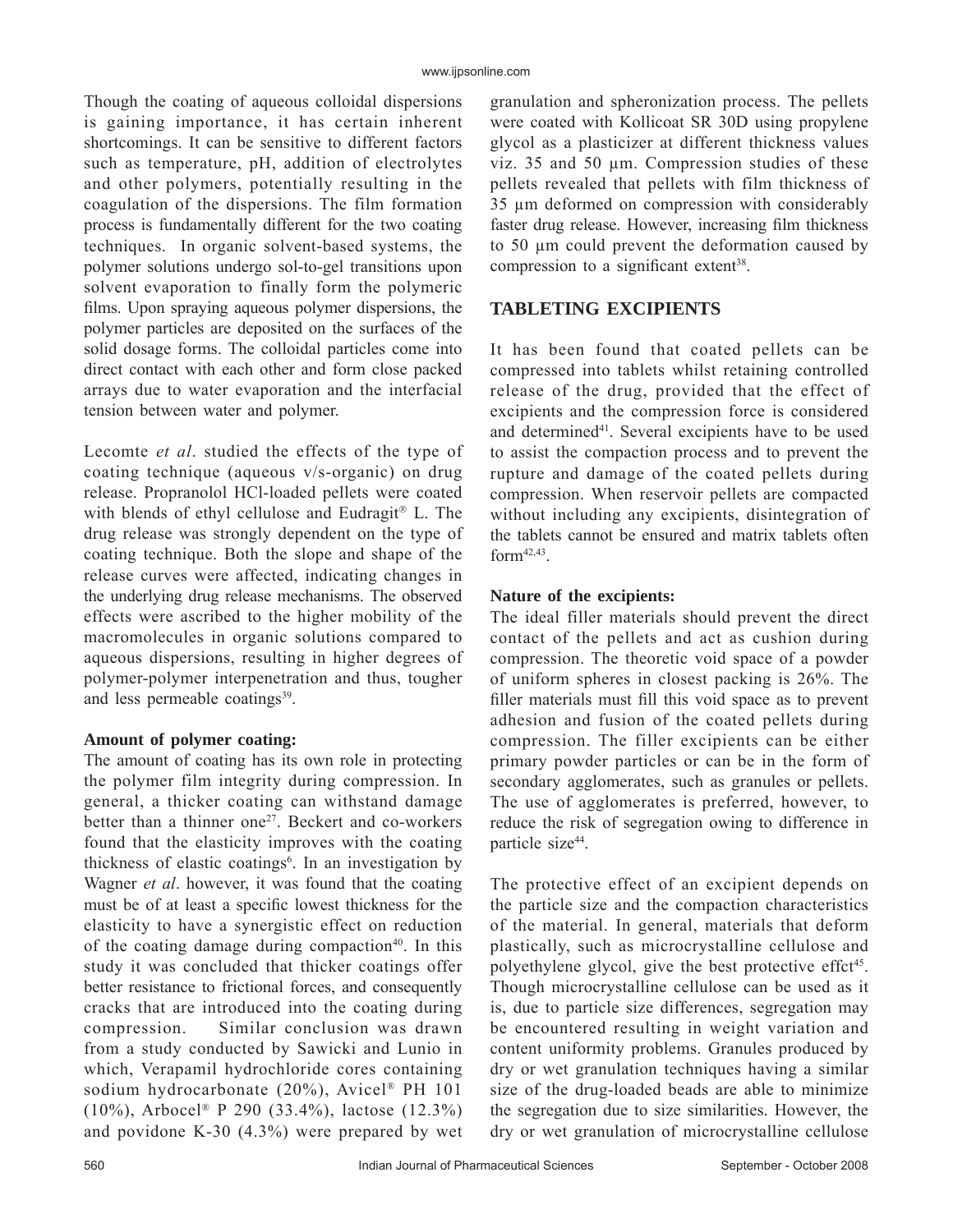Though the coating of aqueous colloidal dispersions is gaining importance, it has certain inherent shortcomings. It can be sensitive to different factors such as temperature, pH, addition of electrolytes and other polymers, potentially resulting in the coagulation of the dispersions. The film formation process is fundamentally different for the two coating techniques. In organic solvent-based systems, the polymer solutions undergo sol-to-gel transitions upon solvent evaporation to finally form the polymeric films. Upon spraying aqueous polymer dispersions, the polymer particles are deposited on the surfaces of the solid dosage forms. The colloidal particles come into direct contact with each other and form close packed arrays due to water evaporation and the interfacial tension between water and polymer.

Lecomte *et al*. studied the effects of the type of coating technique (aqueous v/s-organic) on drug release. Propranolol HCl-loaded pellets were coated with blends of ethyl cellulose and Eudragit® L. The drug release was strongly dependent on the type of coating technique. Both the slope and shape of the release curves were affected, indicating changes in the underlying drug release mechanisms. The observed effects were ascribed to the higher mobility of the macromolecules in organic solutions compared to aqueous dispersions, resulting in higher degrees of polymer-polymer interpenetration and thus, tougher and less permeable coatings[39].

**Amount of polymer coating:**

The amount of coating has its own role in protecting the polymer film integrity during compression. In general, a thicker coating can withstand damage better than a thinner one[27]. Beckert and co-workers found that the elasticity improves with the coating thickness of elastic coatings[6]. In an investigation by Wagner *et al*. however, it was found that the coating must be of at least a specific lowest thickness for the elasticity to have a synergistic effect on reduction of the coating damage during compaction[40]. In this study it was concluded that thicker coatings offer better resistance to frictional forces, and consequently cracks that are introduced into the coating during compression. Similar conclusion was drawn from a study conducted by Sawicki and Lunio in which, Verapamil hydrochloride cores containing sodium hydrocarbonate (20%), Avicel® PH 101 (10%), Arbocel® P 290 (33.4%), lactose (12.3%) and povidone K-30 (4.3%) were prepared by wet granulation and spheronization process. The pellets were coated with Kollicoat SR 30D using propylene glycol as a plasticizer at different thickness values viz. 35 and 50 µm. Compression studies of these pellets revealed that pellets with film thickness of 35 µm deformed on compression with considerably faster drug release. However, increasing film thickness to 50 µm could prevent the deformation caused by compression to a significant extent[38].

## TABLETING EXCIPIENTS

It has been found that coated pellets can be compressed into tablets whilst retaining controlled release of the drug, provided that the effect of excipients and the compression force is considered and determined[41]. Several excipients have to be used to assist the compaction process and to prevent the rupture and damage of the coated pellets during compression. When reservoir pellets are compacted without including any excipients, disintegration of the tablets cannot be ensured and matrix tablets often form[42,43].

**Nature of the excipients:**

The ideal filler materials should prevent the direct contact of the pellets and act as cushion during compression. The theoretic void space of a powder of uniform spheres in closest packing is 26%. The filler materials must fill this void space as to prevent adhesion and fusion of the coated pellets during compression. The filler excipients can be either primary powder particles or can be in the form of secondary agglomerates, such as granules or pellets. The use of agglomerates is preferred, however, to reduce the risk of segregation owing to difference in particle size[44].

The protective effect of an excipient depends on the particle size and the compaction characteristics of the material. In general, materials that deform plastically, such as microcrystalline cellulose and polyethylene glycol, give the best protective effct[45]. Though microcrystalline cellulose can be used as it is, due to particle size differences, segregation may be encountered resulting in weight variation and content uniformity problems. Granules produced by dry or wet granulation techniques having a similar size of the drug-loaded beads are able to minimize the segregation due to size similarities. However, the dry or wet granulation of microcrystalline cellulose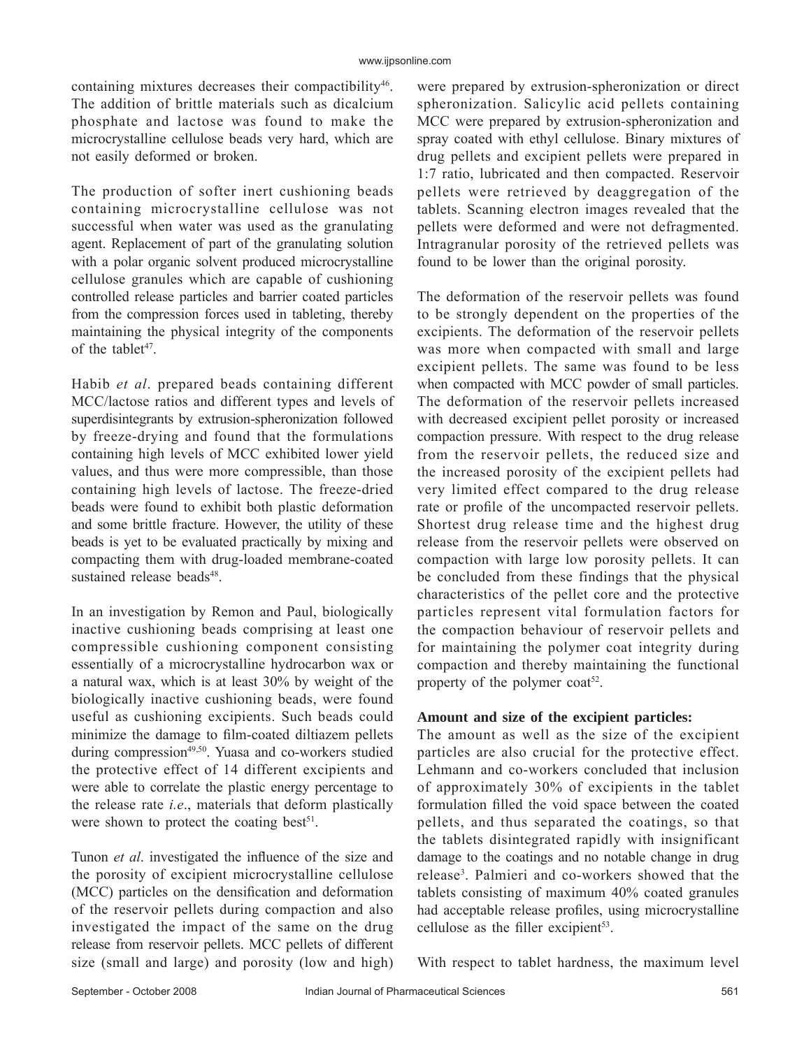containing mixtures decreases their compactibility[46]. The addition of brittle materials such as dicalcium phosphate and lactose was found to make the microcrystalline cellulose beads very hard, which are not easily deformed or broken.

The production of softer inert cushioning beads containing microcrystalline cellulose was not successful when water was used as the granulating agent. Replacement of part of the granulating solution with a polar organic solvent produced microcrystalline cellulose granules which are capable of cushioning controlled release particles and barrier coated particles from the compression forces used in tableting, thereby maintaining the physical integrity of the components of the tablet[47].

Habib *et al*. prepared beads containing different MCC/lactose ratios and different types and levels of superdisintegrants by extrusion-spheronization followed by freeze-drying and found that the formulations containing high levels of MCC exhibited lower yield values, and thus were more compressible, than those containing high levels of lactose. The freeze-dried beads were found to exhibit both plastic deformation and some brittle fracture. However, the utility of these beads is yet to be evaluated practically by mixing and compacting them with drug-loaded membrane-coated sustained release beads[48].

In an investigation by Remon and Paul, biologically inactive cushioning beads comprising at least one compressible cushioning component consisting essentially of a microcrystalline hydrocarbon wax or a natural wax, which is at least 30% by weight of the biologically inactive cushioning beads, were found useful as cushioning excipients. Such beads could minimize the damage to film-coated diltiazem pellets during compression[49,50]. Yuasa and co-workers studied the protective effect of 14 different excipients and were able to correlate the plastic energy percentage to the release rate *i.e*., materials that deform plastically were shown to protect the coating best[51].

Tunon *et al*. investigated the influence of the size and the porosity of excipient microcrystalline cellulose (MCC) particles on the densification and deformation of the reservoir pellets during compaction and also investigated the impact of the same on the drug release from reservoir pellets. MCC pellets of different size (small and large) and porosity (low and high) were prepared by extrusion-spheronization or direct spheronization. Salicylic acid pellets containing MCC were prepared by extrusion-spheronization and spray coated with ethyl cellulose. Binary mixtures of drug pellets and excipient pellets were prepared in 1:7 ratio, lubricated and then compacted. Reservoir pellets were retrieved by deaggregation of the tablets. Scanning electron images revealed that the pellets were deformed and were not defragmented. Intragranular porosity of the retrieved pellets was found to be lower than the original porosity.

The deformation of the reservoir pellets was found to be strongly dependent on the properties of the excipients. The deformation of the reservoir pellets was more when compacted with small and large excipient pellets. The same was found to be less when compacted with MCC powder of small particles. The deformation of the reservoir pellets increased with decreased excipient pellet porosity or increased compaction pressure. With respect to the drug release from the reservoir pellets, the reduced size and the increased porosity of the excipient pellets had very limited effect compared to the drug release rate or profile of the uncompacted reservoir pellets. Shortest drug release time and the highest drug release from the reservoir pellets were observed on compaction with large low porosity pellets. It can be concluded from these findings that the physical characteristics of the pellet core and the protective particles represent vital formulation factors for the compaction behaviour of reservoir pellets and for maintaining the polymer coat integrity during compaction and thereby maintaining the functional property of the polymer coat[52].

**Amount and size of the excipient particles:**

The amount as well as the size of the excipient particles are also crucial for the protective effect. Lehmann and co-workers concluded that inclusion of approximately 30% of excipients in the tablet formulation filled the void space between the coated pellets, and thus separated the coatings, so that the tablets disintegrated rapidly with insignificant damage to the coatings and no notable change in drug release[3]. Palmieri and co-workers showed that the tablets consisting of maximum 40% coated granules had acceptable release profiles, using microcrystalline cellulose as the filler excipient[53].

With respect to tablet hardness, the maximum level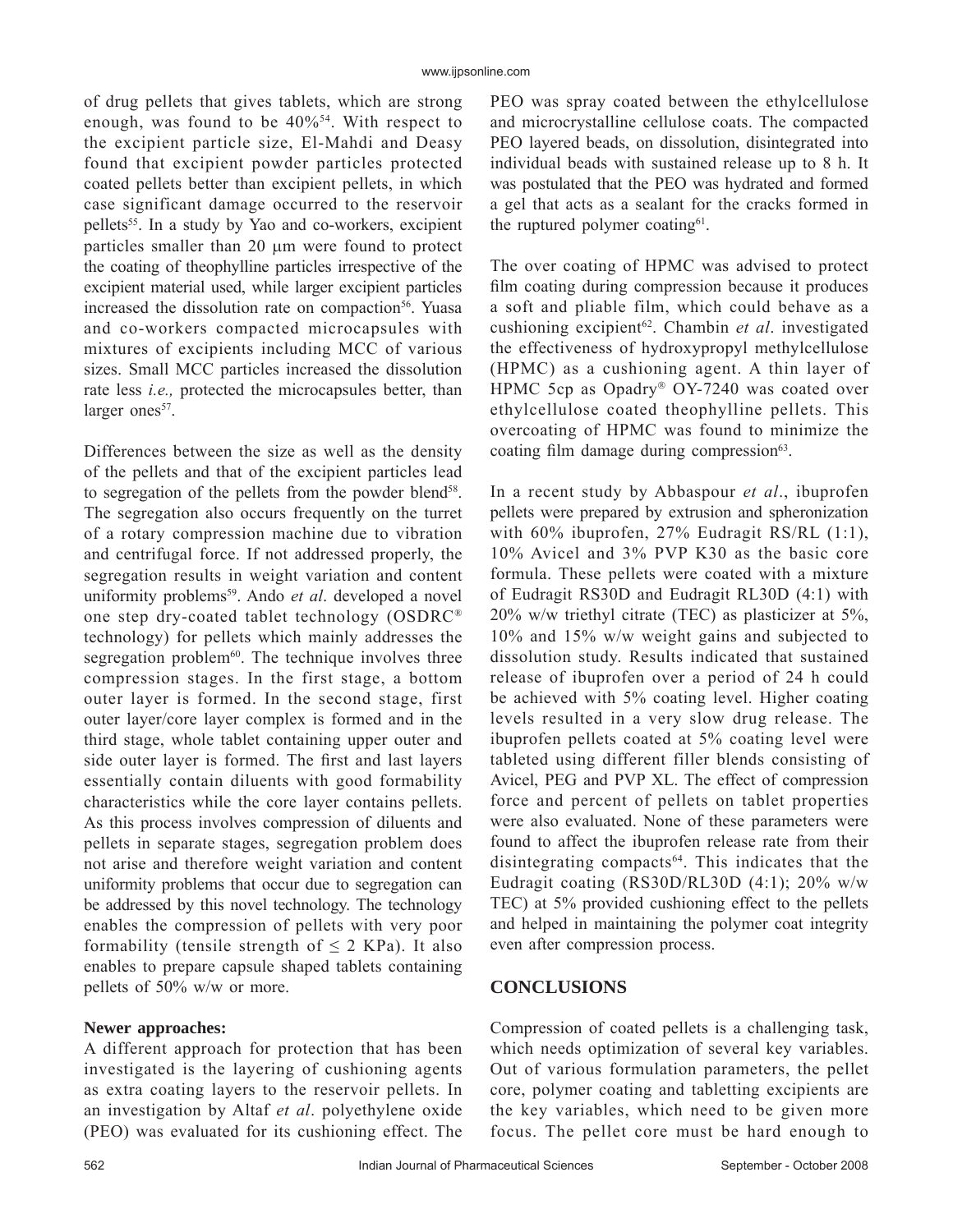of drug pellets that gives tablets, which are strong enough, was found to be 40%[54]. With respect to the excipient particle size, El-Mahdi and Deasy found that excipient powder particles protected coated pellets better than excipient pellets, in which case significant damage occurred to the reservoir pellets[55]. In a study by Yao and co-workers, excipient particles smaller than 20 µm were found to protect the coating of theophylline particles irrespective of the excipient material used, while larger excipient particles increased the dissolution rate on compaction[56]. Yuasa and co-workers compacted microcapsules with mixtures of excipients including MCC of various sizes. Small MCC particles increased the dissolution rate less *i.e.,* protected the microcapsules better, than larger ones[57].

Differences between the size as well as the density of the pellets and that of the excipient particles lead to segregation of the pellets from the powder blend[58]. The segregation also occurs frequently on the turret of a rotary compression machine due to vibration and centrifugal force. If not addressed properly, the segregation results in weight variation and content uniformity problems[59]. Ando *et al*. developed a novel one step dry-coated tablet technology (OSDRC® technology) for pellets which mainly addresses the segregation problem[60]. The technique involves three compression stages. In the first stage, a bottom outer layer is formed. In the second stage, first outer layer/core layer complex is formed and in the third stage, whole tablet containing upper outer and side outer layer is formed. The first and last layers essentially contain diluents with good formability characteristics while the core layer contains pellets. As this process involves compression of diluents and pellets in separate stages, segregation problem does not arise and therefore weight variation and content uniformity problems that occur due to segregation can be addressed by this novel technology. The technology enables the compression of pellets with very poor formability (tensile strength of $\leq$ 2 KPa). It also enables to prepare capsule shaped tablets containing pellets of 50% w/w or more.

**Newer approaches:**

A different approach for protection that has been investigated is the layering of cushioning agents as extra coating layers to the reservoir pellets. In an investigation by Altaf *et al*. polyethylene oxide (PEO) was evaluated for its cushioning effect. The PEO was spray coated between the ethylcellulose and microcrystalline cellulose coats. The compacted PEO layered beads, on dissolution, disintegrated into individual beads with sustained release up to 8 h. It was postulated that the PEO was hydrated and formed a gel that acts as a sealant for the cracks formed in the ruptured polymer coating[61].

The over coating of HPMC was advised to protect film coating during compression because it produces a soft and pliable film, which could behave as a cushioning excipient[62]. Chambin *et al*. investigated the effectiveness of hydroxypropyl methylcellulose (HPMC) as a cushioning agent. A thin layer of HPMC 5cp as Opadry® OY-7240 was coated over ethylcellulose coated theophylline pellets. This overcoating of HPMC was found to minimize the coating film damage during compression[63].

In a recent study by Abbaspour *et al*., ibuprofen pellets were prepared by extrusion and spheronization with 60% ibuprofen, 27% Eudragit RS/RL (1:1), 10% Avicel and 3% PVP K30 as the basic core formula. These pellets were coated with a mixture of Eudragit RS30D and Eudragit RL30D (4:1) with 20% w/w triethyl citrate (TEC) as plasticizer at 5%, 10% and 15% w/w weight gains and subjected to dissolution study. Results indicated that sustained release of ibuprofen over a period of 24 h could be achieved with 5% coating level. Higher coating levels resulted in a very slow drug release. The ibuprofen pellets coated at 5% coating level were tableted using different filler blends consisting of Avicel, PEG and PVP XL. The effect of compression force and percent of pellets on tablet properties were also evaluated. None of these parameters were found to affect the ibuprofen release rate from their disintegrating compacts[64]. This indicates that the Eudragit coating (RS30D/RL30D (4:1); 20% w/w TEC) at 5% provided cushioning effect to the pellets and helped in maintaining the polymer coat integrity even after compression process.

## CONCLUSIONS

Compression of coated pellets is a challenging task, which needs optimization of several key variables. Out of various formulation parameters, the pellet core, polymer coating and tabletting excipients are the key variables, which need to be given more focus. The pellet core must be hard enough to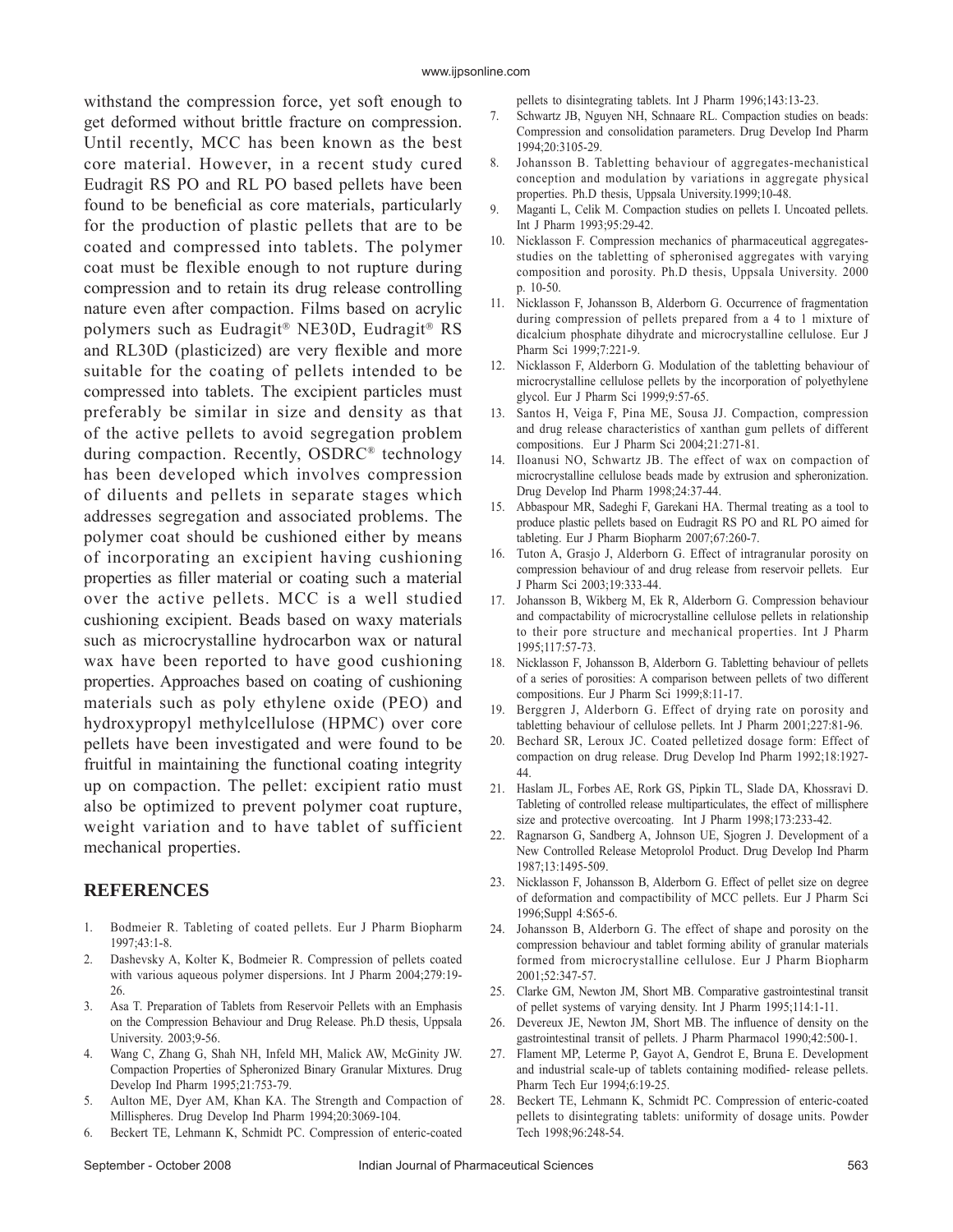withstand the compression force, yet soft enough to get deformed without brittle fracture on compression. Until recently, MCC has been known as the best core material. However, in a recent study cured Eudragit RS PO and RL PO based pellets have been found to be beneficial as core materials, particularly for the production of plastic pellets that are to be coated and compressed into tablets. The polymer coat must be flexible enough to not rupture during compression and to retain its drug release controlling nature even after compaction. Films based on acrylic polymers such as Eudragit® NE30D, Eudragit® RS and RL30D (plasticized) are very flexible and more suitable for the coating of pellets intended to be compressed into tablets. The excipient particles must preferably be similar in size and density as that of the active pellets to avoid segregation problem during compaction. Recently, OSDRC® technology has been developed which involves compression of diluents and pellets in separate stages which addresses segregation and associated problems. The polymer coat should be cushioned either by means of incorporating an excipient having cushioning properties as filler material or coating such a material over the active pellets. MCC is a well studied cushioning excipient. Beads based on waxy materials such as microcrystalline hydrocarbon wax or natural wax have been reported to have good cushioning properties. Approaches based on coating of cushioning materials such as poly ethylene oxide (PEO) and hydroxypropyl methylcellulose (HPMC) over core pellets have been investigated and were found to be fruitful in maintaining the functional coating integrity up on compaction. The pellet: excipient ratio must also be optimized to prevent polymer coat rupture, weight variation and to have tablet of sufficient mechanical properties.

## REFERENCES

1. Bodmeier R. Tableting of coated pellets. Eur J Pharm Biopharm 1997;43:1-8.
2. Dashevsky A, Kolter K, Bodmeier R. Compression of pellets coated with various aqueous polymer dispersions. Int J Pharm 2004;279:19-26.
3. Asa T. Preparation of Tablets from Reservoir Pellets with an Emphasis on the Compression Behaviour and Drug Release. Ph.D thesis, Uppsala University. 2003;9-56.
4. Wang C, Zhang G, Shah NH, Infeld MH, Malick AW, McGinity JW. Compaction Properties of Spheronized Binary Granular Mixtures. Drug Develop Ind Pharm 1995;21:753-79.
5. Aulton ME, Dyer AM, Khan KA. The Strength and Compaction of Millispheres. Drug Develop Ind Pharm 1994;20:3069-104.
6. Beckert TE, Lehmann K, Schmidt PC. Compression of enteric-coated pellets to disintegrating tablets. Int J Pharm 1996;143:13-23.
7. Schwartz JB, Nguyen NH, Schnaare RL. Compaction studies on beads: Compression and consolidation parameters. Drug Develop Ind Pharm 1994;20:3105-29.
8. Johansson B. Tabletting behaviour of aggregates-mechanistical conception and modulation by variations in aggregate physical properties. Ph.D thesis, Uppsala University.1999;10-48.
9. Maganti L, Celik M. Compaction studies on pellets I. Uncoated pellets. Int J Pharm 1993;95:29-42.
10. Nicklasson F. Compression mechanics of pharmaceutical aggregates-studies on the tabletting of spheronised aggregates with varying composition and porosity. Ph.D thesis, Uppsala University. 2000 p. 10-50.
11. Nicklasson F, Johansson B, Alderborn G. Occurrence of fragmentation during compression of pellets prepared from a 4 to 1 mixture of dicalcium phosphate dihydrate and microcrystalline cellulose. Eur J Pharm Sci 1999;7:221-9.
12. Nicklasson F, Alderborn G. Modulation of the tabletting behaviour of microcrystalline cellulose pellets by the incorporation of polyethylene glycol. Eur J Pharm Sci 1999;9:57-65.
13. Santos H, Veiga F, Pina ME, Sousa JJ. Compaction, compression and drug release characteristics of xanthan gum pellets of different compositions. Eur J Pharm Sci 2004;21:271-81.
14. Iloanusi NO, Schwartz JB. The effect of wax on compaction of microcrystalline cellulose beads made by extrusion and spheronization. Drug Develop Ind Pharm 1998;24:37-44.
15. Abbaspour MR, Sadeghi F, Garekani HA. Thermal treating as a tool to produce plastic pellets based on Eudragit RS PO and RL PO aimed for tableting. Eur J Pharm Biopharm 2007;67:260-7.
16. Tuton A, Grasjo J, Alderborn G. Effect of intragranular porosity on compression behaviour of and drug release from reservoir pellets. Eur J Pharm Sci 2003;19:333-44.
17. Johansson B, Wikberg M, Ek R, Alderborn G. Compression behaviour and compactability of microcrystalline cellulose pellets in relationship to their pore structure and mechanical properties. Int J Pharm 1995;117:57-73.
18. Nicklasson F, Johansson B, Alderborn G. Tabletting behaviour of pellets of a series of porosities: A comparison between pellets of two different compositions. Eur J Pharm Sci 1999;8:11-17.
19. Berggren J, Alderborn G. Effect of drying rate on porosity and tabletting behaviour of cellulose pellets. Int J Pharm 2001;227:81-96.
20. Bechard SR, Leroux JC. Coated pelletized dosage form: Effect of compaction on drug release. Drug Develop Ind Pharm 1992;18:1927-44.
21. Haslam JL, Forbes AE, Rork GS, Pipkin TL, Slade DA, Khossravi D. Tableting of controlled release multiparticulates, the effect of millisphere size and protective overcoating. Int J Pharm 1998;173:233-42.
22. Ragnarson G, Sandberg A, Johnson UE, Sjogren J. Development of a New Controlled Release Metoprolol Product. Drug Develop Ind Pharm 1987;13:1495-509.
23. Nicklasson F, Johansson B, Alderborn G. Effect of pellet size on degree of deformation and compactibility of MCC pellets. Eur J Pharm Sci 1996;Suppl 4:S65-6.
24. Johansson B, Alderborn G. The effect of shape and porosity on the compression behaviour and tablet forming ability of granular materials formed from microcrystalline cellulose. Eur J Pharm Biopharm 2001;52:347-57.
25. Clarke GM, Newton JM, Short MB. Comparative gastrointestinal transit of pellet systems of varying density. Int J Pharm 1995;114:1-11.
26. Devereux JE, Newton JM, Short MB. The influence of density on the gastrointestinal transit of pellets. J Pharm Pharmacol 1990;42:500-1.
27. Flament MP, Leterme P, Gayot A, Gendrot E, Bruna E. Development and industrial scale-up of tablets containing modified- release pellets. Pharm Tech Eur 1994;6:19-25.
28. Beckert TE, Lehmann K, Schmidt PC. Compression of enteric-coated pellets to disintegrating tablets: uniformity of dosage units. Powder Tech 1998;96:248-54.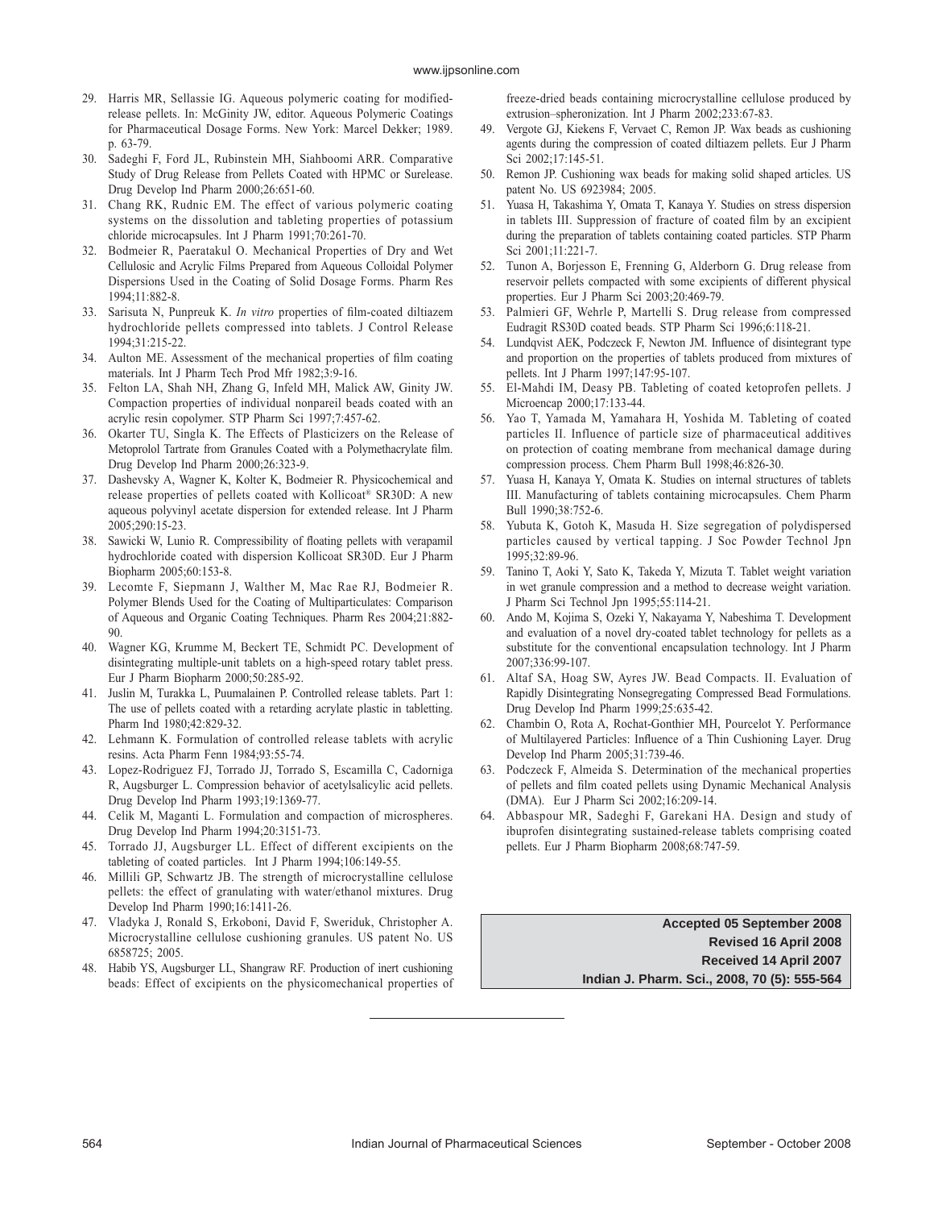29. Harris MR, Sellassie IG. Aqueous polymeric coating for modified-release pellets. In: McGinity JW, editor. Aqueous Polymeric Coatings for Pharmaceutical Dosage Forms. New York: Marcel Dekker; 1989. p. 63-79.
30. Sadeghi F, Ford JL, Rubinstein MH, Siahboomi ARR. Comparative Study of Drug Release from Pellets Coated with HPMC or Surelease. Drug Develop Ind Pharm 2000;26:651-60.
31. Chang RK, Rudnic EM. The effect of various polymeric coating systems on the dissolution and tableting properties of potassium chloride microcapsules. Int J Pharm 1991;70:261-70.
32. Bodmeier R, Paeratakul O. Mechanical Properties of Dry and Wet Cellulosic and Acrylic Films Prepared from Aqueous Colloidal Polymer Dispersions Used in the Coating of Solid Dosage Forms. Pharm Res 1994;11:882-8.
33. Sarisuta N, Punpreuk K. *In vitro* properties of film-coated diltiazem hydrochloride pellets compressed into tablets. J Control Release 1994;31:215-22.
34. Aulton ME. Assessment of the mechanical properties of film coating materials. Int J Pharm Tech Prod Mfr 1982;3:9-16.
35. Felton LA, Shah NH, Zhang G, Infeld MH, Malick AW, Ginity JW. Compaction properties of individual nonpareil beads coated with an acrylic resin copolymer. STP Pharm Sci 1997;7:457-62.
36. Okarter TU, Singla K. The Effects of Plasticizers on the Release of Metoprolol Tartrate from Granules Coated with a Polymethacrylate film. Drug Develop Ind Pharm 2000;26:323-9.
37. Dashevsky A, Wagner K, Kolter K, Bodmeier R. Physicochemical and release properties of pellets coated with Kollicoat® SR30D: A new aqueous polyvinyl acetate dispersion for extended release. Int J Pharm 2005;290:15-23.
38. Sawicki W, Lunio R. Compressibility of floating pellets with verapamil hydrochloride coated with dispersion Kollicoat SR30D. Eur J Pharm Biopharm 2005;60:153-8.
39. Lecomte F, Siepmann J, Walther M, Mac Rae RJ, Bodmeier R. Polymer Blends Used for the Coating of Multiparticulates: Comparison of Aqueous and Organic Coating Techniques. Pharm Res 2004;21:882-90.
40. Wagner KG, Krumme M, Beckert TE, Schmidt PC. Development of disintegrating multiple-unit tablets on a high-speed rotary tablet press. Eur J Pharm Biopharm 2000;50:285-92.
41. Juslin M, Turakka L, Puumalainen P. Controlled release tablets. Part 1: The use of pellets coated with a retarding acrylate plastic in tabletting. Pharm Ind 1980;42:829-32.
42. Lehmann K. Formulation of controlled release tablets with acrylic resins. Acta Pharm Fenn 1984;93:55-74.
43. Lopez-Rodriguez FJ, Torrado JJ, Torrado S, Escamilla C, Cadorniga R, Augsburger L. Compression behavior of acetylsalicylic acid pellets. Drug Develop Ind Pharm 1993;19:1369-77.
44. Celik M, Maganti L. Formulation and compaction of microspheres. Drug Develop Ind Pharm 1994;20:3151-73.
45. Torrado JJ, Augsburger LL. Effect of different excipients on the tableting of coated particles. Int J Pharm 1994;106:149-55.
46. Millili GP, Schwartz JB. The strength of microcrystalline cellulose pellets: the effect of granulating with water/ethanol mixtures. Drug Develop Ind Pharm 1990;16:1411-26.
47. Vladyka J, Ronald S, Erkoboni, David F, Sweriduk, Christopher A. Microcrystalline cellulose cushioning granules. US patent No. US 6858725; 2005.
48. Habib YS, Augsburger LL, Shangraw RF. Production of inert cushioning beads: Effect of excipients on the physicomechanical properties of freeze-dried beads containing microcrystalline cellulose produced by extrusion–spheronization. Int J Pharm 2002;233:67-83.
49. Vergote GJ, Kiekens F, Vervaet C, Remon JP. Wax beads as cushioning agents during the compression of coated diltiazem pellets. Eur J Pharm Sci 2002;17:145-51.
50. Remon JP. Cushioning wax beads for making solid shaped articles. US patent No. US 6923984; 2005.
51. Yuasa H, Takashima Y, Omata T, Kanaya Y. Studies on stress dispersion in tablets III. Suppression of fracture of coated film by an excipient during the preparation of tablets containing coated particles. STP Pharm Sci 2001;11:221-7.
52. Tunon A, Borjesson E, Frenning G, Alderborn G. Drug release from reservoir pellets compacted with some excipients of different physical properties. Eur J Pharm Sci 2003;20:469-79.
53. Palmieri GF, Wehrle P, Martelli S. Drug release from compressed Eudragit RS30D coated beads. STP Pharm Sci 1996;6:118-21.
54. Lundqvist AEK, Podczeck F, Newton JM. Influence of disintegrant type and proportion on the properties of tablets produced from mixtures of pellets. Int J Pharm 1997;147:95-107.
55. El-Mahdi IM, Deasy PB. Tableting of coated ketoprofen pellets. J Microencap 2000;17:133-44.
56. Yao T, Yamada M, Yamahara H, Yoshida M. Tableting of coated particles II. Influence of particle size of pharmaceutical additives on protection of coating membrane from mechanical damage during compression process. Chem Pharm Bull 1998;46:826-30.
57. Yuasa H, Kanaya Y, Omata K. Studies on internal structures of tablets III. Manufacturing of tablets containing microcapsules. Chem Pharm Bull 1990;38:752-6.
58. Yubuta K, Gotoh K, Masuda H. Size segregation of polydispersed particles caused by vertical tapping. J Soc Powder Technol Jpn 1995;32:89-96.
59. Tanino T, Aoki Y, Sato K, Takeda Y, Mizuta T. Tablet weight variation in wet granule compression and a method to decrease weight variation. J Pharm Sci Technol Jpn 1995;55:114-21.
60. Ando M, Kojima S, Ozeki Y, Nakayama Y, Nabeshima T. Development and evaluation of a novel dry-coated tablet technology for pellets as a substitute for the conventional encapsulation technology. Int J Pharm 2007;336:99-107.
61. Altaf SA, Hoag SW, Ayres JW. Bead Compacts. II. Evaluation of Rapidly Disintegrating Nonsegregating Compressed Bead Formulations. Drug Develop Ind Pharm 1999;25:635-42.
62. Chambin O, Rota A, Rochat-Gonthier MH, Pourcelot Y. Performance of Multilayered Particles: Influence of a Thin Cushioning Layer. Drug Develop Ind Pharm 2005;31:739-46.
63. Podczeck F, Almeida S. Determination of the mechanical properties of pellets and film coated pellets using Dynamic Mechanical Analysis (DMA). Eur J Pharm Sci 2002;16:209-14.
64. Abbaspour MR, Sadeghi F, Garekani HA. Design and study of ibuprofen disintegrating sustained-release tablets comprising coated pellets. Eur J Pharm Biopharm 2008;68:747-59.

**Accepted 05 September 2008**
**Revised 16 April 2008**
**Received 14 April 2007**
**Indian J. Pharm. Sci., 2008, 70 (5): 555-564**